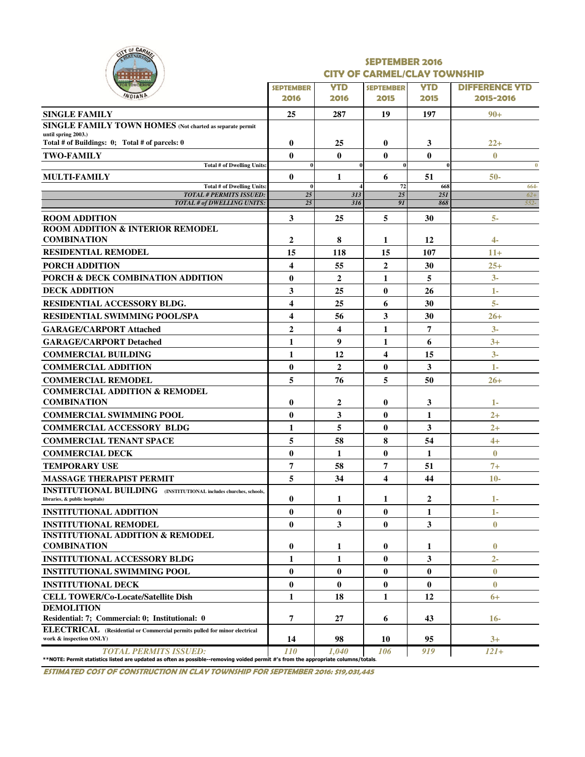# SEPTEMBER 2016
## CITY OF CARMEL/CLAY TOWNSHIP

| | SEPTEMBER 2016 | YTD 2016 | SEPTEMBER 2015 | YTD 2015 | DIFFERENCE YTD 2015-2016 |
|---|---|---|---|---|---|
| **SINGLE FAMILY** | 25 | 287 | 19 | 197 | 90+ |
| **SINGLE FAMILY TOWN HOMES** (Not charted as separate permit until spring 2003.) Total # of Buildings: 0; Total # of parcels: 0 | 0 | 25 | 0 | 3 | 22+ |
| **TWO-FAMILY** | 0 | 0 | 0 | 0 | 0 |
| Total # of Dwelling Units: | 0 | 0 | 0 | 0 | 0 |
| **MULTI-FAMILY** | 0 | 1 | 6 | 51 | 50- |
| Total # of Dwelling Units: | 0 | 4 | 72 | 668 | 664- |
| *TOTAL # PERMITS ISSUED:* | 25 | 313 | 25 | 251 | 62+ |
| *TOTAL # of DWELLING UNITS:* | 25 | 316 | 91 | 868 | 552- |
| **ROOM ADDITION** | 3 | 25 | 5 | 30 | 5- |
| **ROOM ADDITION & INTERIOR REMODEL COMBINATION** | 2 | 8 | 1 | 12 | 4- |
| **RESIDENTIAL REMODEL** | 15 | 118 | 15 | 107 | 11+ |
| **PORCH ADDITION** | 4 | 55 | 2 | 30 | 25+ |
| **PORCH & DECK COMBINATION ADDITION** | 0 | 2 | 1 | 5 | 3- |
| **DECK ADDITION** | 3 | 25 | 0 | 26 | 1- |
| **RESIDENTIAL ACCESSORY BLDG.** | 4 | 25 | 6 | 30 | 5- |
| **RESIDENTIAL SWIMMING POOL/SPA** | 4 | 56 | 3 | 30 | 26+ |
| **GARAGE/CARPORT Attached** | 2 | 4 | 1 | 7 | 3- |
| **GARAGE/CARPORT Detached** | 1 | 9 | 1 | 6 | 3+ |
| **COMMERCIAL BUILDING** | 1 | 12 | 4 | 15 | 3- |
| **COMMERCIAL ADDITION** | 0 | 2 | 0 | 3 | 1- |
| **COMMERCIAL REMODEL** | 5 | 76 | 5 | 50 | 26+ |
| **COMMERCIAL ADDITION & REMODEL COMBINATION** | 0 | 2 | 0 | 3 | 1- |
| **COMMERCIAL SWIMMING POOL** | 0 | 3 | 0 | 1 | 2+ |
| **COMMERCIAL ACCESSORY BLDG** | 1 | 5 | 0 | 3 | 2+ |
| **COMMERCIAL TENANT SPACE** | 5 | 58 | 8 | 54 | 4+ |
| **COMMERCIAL DECK** | 0 | 1 | 0 | 1 | 0 |
| **TEMPORARY USE** | 7 | 58 | 7 | 51 | 7+ |
| **MASSAGE THERAPIST PERMIT** | 5 | 34 | 4 | 44 | 10- |
| **INSTITUTIONAL BUILDING** (INSTITUTIONAL includes churches, schools, libraries, & public hospitals) | 0 | 1 | 1 | 2 | 1- |
| **INSTITUTIONAL ADDITION** | 0 | 0 | 0 | 1 | 1- |
| **INSTITUTIONAL REMODEL** | 0 | 3 | 0 | 3 | 0 |
| **INSTITUTIONAL ADDITION & REMODEL COMBINATION** | 0 | 1 | 0 | 1 | 0 |
| **INSTITUTIONAL ACCESSORY BLDG** | 1 | 1 | 0 | 3 | 2- |
| **INSTITUTIONAL SWIMMING POOL** | 0 | 0 | 0 | 0 | 0 |
| **INSTITUTIONAL DECK** | 0 | 0 | 0 | 0 | 0 |
| **CELL TOWER/Co-Locate/Satellite Dish** | 1 | 18 | 1 | 12 | 6+ |
| **DEMOLITION** Residential: 7; Commercial: 0; Institutional: 0 | 7 | 27 | 6 | 43 | 16- |
| **ELECTRICAL** (Residential or Commercial permits pulled for minor electrical work & inspection ONLY) | 14 | 98 | 10 | 95 | 3+ |
| *TOTAL PERMITS ISSUED:* | *110* | *1,040* | *106* | *919* | *121+* |

**NOTE: Permit statistics listed are updated as often as possible--removing voided permit #'s from the appropriate columns/totals.

***ESTIMATED COST OF CONSTRUCTION IN CLAY TOWNSHIP FOR SEPTEMBER 2016: $19,031,445***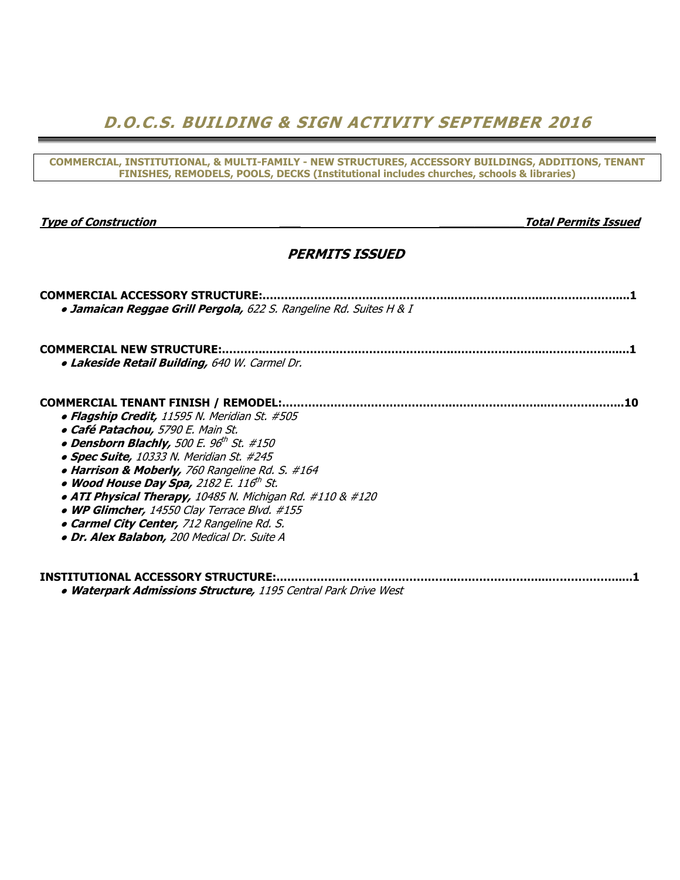# D.O.C.S. BUILDING & SIGN ACTIVITY SEPTEMBER 2016

**COMMERCIAL, INSTITUTIONAL, & MULTI-FAMILY - NEW STRUCTURES, ACCESSORY BUILDINGS, ADDITIONS, TENANT FINISHES, REMODELS, POOLS, DECKS (Institutional includes churches, schools & libraries)**

***Type of Construction*** ***Total Permits Issued***

## *PERMITS ISSUED*

**COMMERCIAL ACCESSORY STRUCTURE:..........1**

- ***Jamaican Reggae Grill Pergola,*** *622 S. Rangeline Rd. Suites H & I*

**COMMERCIAL NEW STRUCTURE:..........1**

- ***Lakeside Retail Building,*** *640 W. Carmel Dr.*

**COMMERCIAL TENANT FINISH / REMODEL:..........10**

- ***Flagship Credit,*** *11595 N. Meridian St. #505*
- ***Café Patachou,*** *5790 E. Main St.*
- ***Densborn Blachly,*** *500 E. 96th St. #150*
- ***Spec Suite,*** *10333 N. Meridian St. #245*
- ***Harrison & Moberly,*** *760 Rangeline Rd. S. #164*
- ***Wood House Day Spa,*** *2182 E. 116th St.*
- ***ATI Physical Therapy,*** *10485 N. Michigan Rd. #110 & #120*
- ***WP Glimcher,*** *14550 Clay Terrace Blvd. #155*
- ***Carmel City Center,*** *712 Rangeline Rd. S.*
- ***Dr. Alex Balabon,*** *200 Medical Dr. Suite A*

**INSTITUTIONAL ACCESSORY STRUCTURE:..........1**

- ***Waterpark Admissions Structure,*** *1195 Central Park Drive West*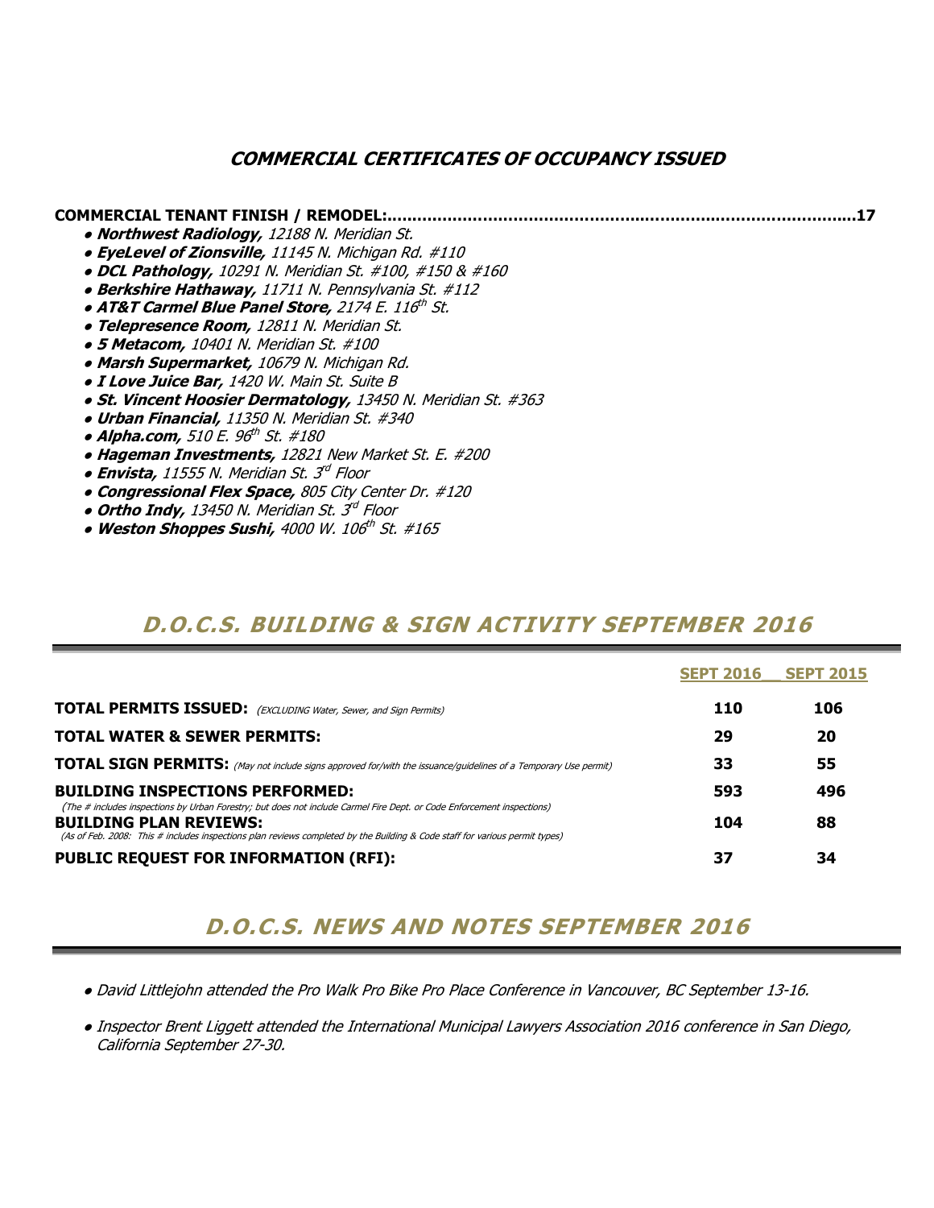## COMMERCIAL CERTIFICATES OF OCCUPANCY ISSUED

**COMMERCIAL TENANT FINISH / REMODEL:.........................................................................................17**

- ***Northwest Radiology,*** *12188 N. Meridian St.*
- ***EyeLevel of Zionsville,*** *11145 N. Michigan Rd. #110*
- ***DCL Pathology,*** *10291 N. Meridian St. #100, #150 & #160*
- ***Berkshire Hathaway,*** *11711 N. Pennsylvania St. #112*
- ***AT&T Carmel Blue Panel Store,*** *2174 E. 116th St.*
- ***Telepresence Room,*** *12811 N. Meridian St.*
- ***5 Metacom,*** *10401 N. Meridian St. #100*
- ***Marsh Supermarket,*** *10679 N. Michigan Rd.*
- ***I Love Juice Bar,*** *1420 W. Main St. Suite B*
- ***St. Vincent Hoosier Dermatology,*** *13450 N. Meridian St. #363*
- ***Urban Financial,*** *11350 N. Meridian St. #340*
- ***Alpha.com,*** *510 E. 96th St. #180*
- ***Hageman Investments,*** *12821 New Market St. E. #200*
- ***Envista,*** *11555 N. Meridian St. 3rd Floor*
- ***Congressional Flex Space,*** *805 City Center Dr. #120*
- ***Ortho Indy,*** *13450 N. Meridian St. 3rd Floor*
- ***Weston Shoppes Sushi,*** *4000 W. 106th St. #165*

## D.O.C.S. BUILDING & SIGN ACTIVITY SEPTEMBER 2016

| | SEPT 2016 | SEPT 2015 |
|---|---|---|
| **TOTAL PERMITS ISSUED:** *(EXCLUDING Water, Sewer, and Sign Permits)* | **110** | **106** |
| **TOTAL WATER & SEWER PERMITS:** | **29** | **20** |
| **TOTAL SIGN PERMITS:** *(May not include signs approved for/with the issuance/guidelines of a Temporary Use permit)* | **33** | **55** |
| **BUILDING INSPECTIONS PERFORMED:** *(The # includes inspections by Urban Forestry; but does not include Carmel Fire Dept. or Code Enforcement inspections)* | **593** | **496** |
| **BUILDING PLAN REVIEWS:** *(As of Feb. 2008: This # includes inspections plan reviews completed by the Building & Code staff for various permit types)* | **104** | **88** |
| **PUBLIC REQUEST FOR INFORMATION (RFI):** | **37** | **34** |

## D.O.C.S. NEWS AND NOTES SEPTEMBER 2016

- *David Littlejohn attended the Pro Walk Pro Bike Pro Place Conference in Vancouver, BC September 13-16.*
- *Inspector Brent Liggett attended the International Municipal Lawyers Association 2016 conference in San Diego, California September 27-30.*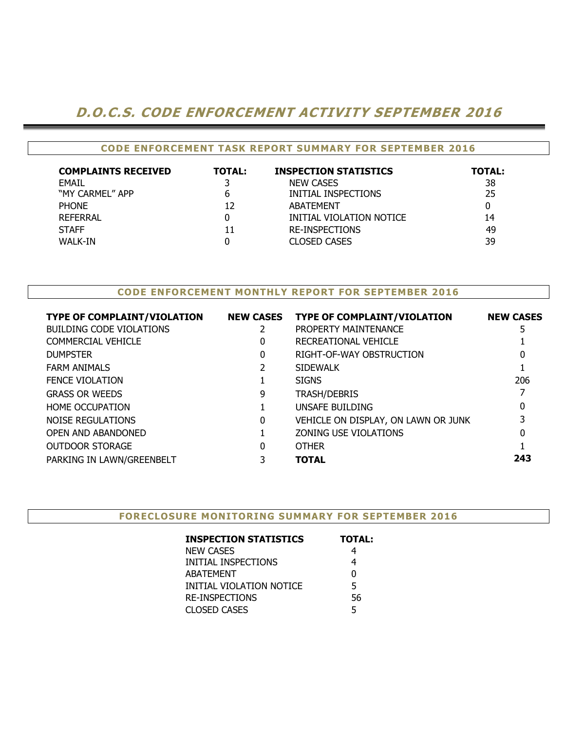# D.O.C.S. CODE ENFORCEMENT ACTIVITY SEPTEMBER 2016

## CODE ENFORCEMENT TASK REPORT SUMMARY FOR SEPTEMBER 2016

| COMPLAINTS RECEIVED | TOTAL: | INSPECTION STATISTICS | TOTAL: |
|---|---|---|---|
| EMAIL | 3 | NEW CASES | 38 |
| "MY CARMEL" APP | 6 | INITIAL INSPECTIONS | 25 |
| PHONE | 12 | ABATEMENT | 0 |
| REFERRAL | 0 | INITIAL VIOLATION NOTICE | 14 |
| STAFF | 11 | RE-INSPECTIONS | 49 |
| WALK-IN | 0 | CLOSED CASES | 39 |

## CODE ENFORCEMENT MONTHLY REPORT FOR SEPTEMBER 2016

| TYPE OF COMPLAINT/VIOLATION | NEW CASES | TYPE OF COMPLAINT/VIOLATION | NEW CASES |
|---|---|---|---|
| BUILDING CODE VIOLATIONS | 2 | PROPERTY MAINTENANCE | 5 |
| COMMERCIAL VEHICLE | 0 | RECREATIONAL VEHICLE | 1 |
| DUMPSTER | 0 | RIGHT-OF-WAY OBSTRUCTION | 0 |
| FARM ANIMALS | 2 | SIDEWALK | 1 |
| FENCE VIOLATION | 1 | SIGNS | 206 |
| GRASS OR WEEDS | 9 | TRASH/DEBRIS | 7 |
| HOME OCCUPATION | 1 | UNSAFE BUILDING | 0 |
| NOISE REGULATIONS | 0 | VEHICLE ON DISPLAY, ON LAWN OR JUNK | 3 |
| OPEN AND ABANDONED | 1 | ZONING USE VIOLATIONS | 0 |
| OUTDOOR STORAGE | 0 | OTHER | 1 |
| PARKING IN LAWN/GREENBELT | 3 | **TOTAL** | **243** |

## FORECLOSURE MONITORING SUMMARY FOR SEPTEMBER 2016

| INSPECTION STATISTICS | TOTAL: |
|---|---|
| NEW CASES | 4 |
| INITIAL INSPECTIONS | 4 |
| ABATEMENT | 0 |
| INITIAL VIOLATION NOTICE | 5 |
| RE-INSPECTIONS | 56 |
| CLOSED CASES | 5 |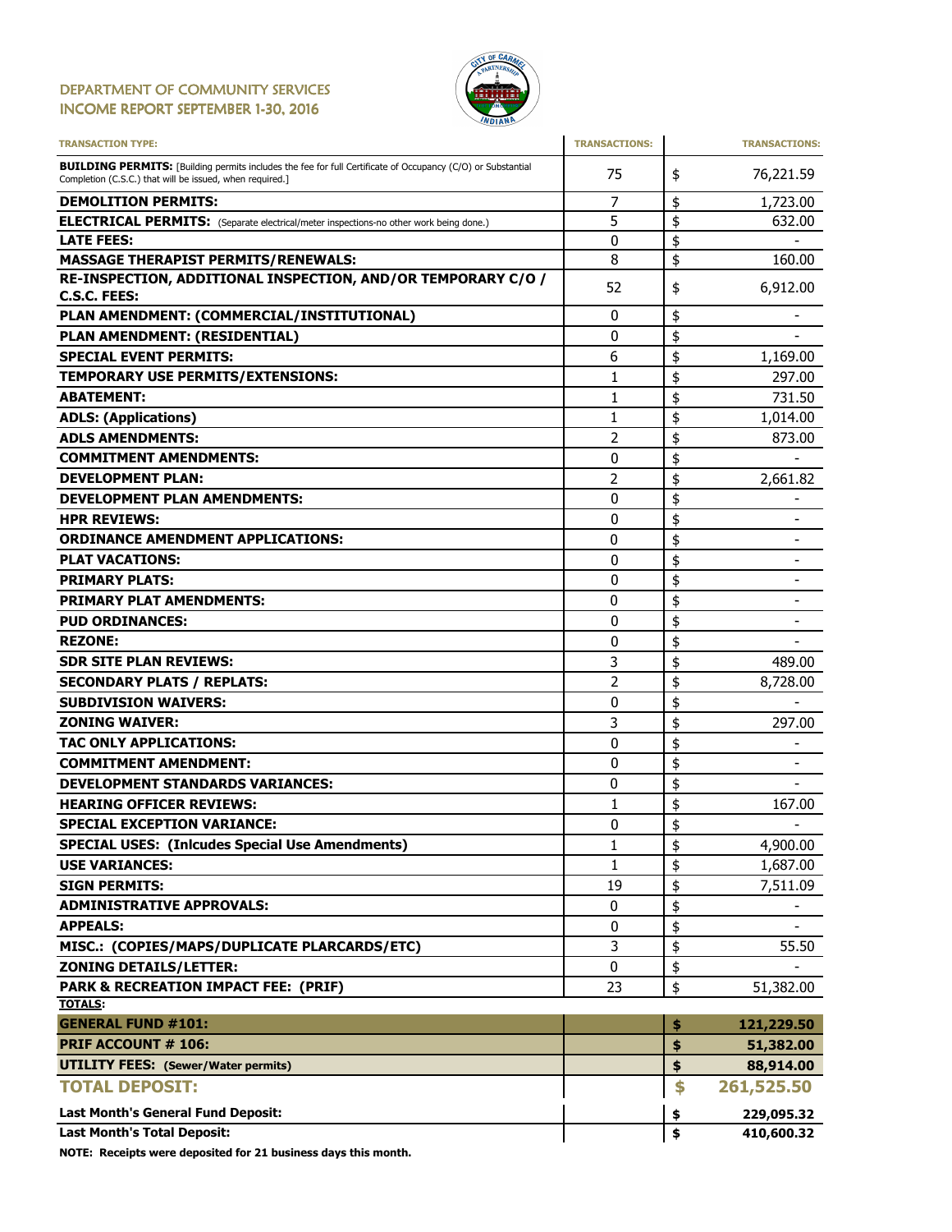# DEPARTMENT OF COMMUNITY SERVICES
## INCOME REPORT SEPTEMBER 1-30, 2016

| TRANSACTION TYPE: | TRANSACTIONS: | TRANSACTIONS: |
|---|---|---|
| **BUILDING PERMITS:** [Building permits includes the fee for full Certificate of Occupancy (C/O) or Substantial Completion (C.S.C.) that will be issued, when required.] | 75 | $ 76,221.59 |
| **DEMOLITION PERMITS:** | 7 | $ 1,723.00 |
| **ELECTRICAL PERMITS:** (Separate electrical/meter inspections-no other work being done.) | 5 | $ 632.00 |
| **LATE FEES:** | 0 | $ - |
| **MASSAGE THERAPIST PERMITS/RENEWALS:** | 8 | $ 160.00 |
| **RE-INSPECTION, ADDITIONAL INSPECTION, AND/OR TEMPORARY C/O / C.S.C. FEES:** | 52 | $ 6,912.00 |
| **PLAN AMENDMENT: (COMMERCIAL/INSTITUTIONAL)** | 0 | $ - |
| **PLAN AMENDMENT: (RESIDENTIAL)** | 0 | $ - |
| **SPECIAL EVENT PERMITS:** | 6 | $ 1,169.00 |
| **TEMPORARY USE PERMITS/EXTENSIONS:** | 1 | $ 297.00 |
| **ABATEMENT:** | 1 | $ 731.50 |
| **ADLS: (Applications)** | 1 | $ 1,014.00 |
| **ADLS AMENDMENTS:** | 2 | $ 873.00 |
| **COMMITMENT AMENDMENTS:** | 0 | $ - |
| **DEVELOPMENT PLAN:** | 2 | $ 2,661.82 |
| **DEVELOPMENT PLAN AMENDMENTS:** | 0 | $ - |
| **HPR REVIEWS:** | 0 | $ - |
| **ORDINANCE AMENDMENT APPLICATIONS:** | 0 | $ - |
| **PLAT VACATIONS:** | 0 | $ - |
| **PRIMARY PLATS:** | 0 | $ - |
| **PRIMARY PLAT AMENDMENTS:** | 0 | $ - |
| **PUD ORDINANCES:** | 0 | $ - |
| **REZONE:** | 0 | $ - |
| **SDR SITE PLAN REVIEWS:** | 3 | $ 489.00 |
| **SECONDARY PLATS / REPLATS:** | 2 | $ 8,728.00 |
| **SUBDIVISION WAIVERS:** | 0 | $ - |
| **ZONING WAIVER:** | 3 | $ 297.00 |
| **TAC ONLY APPLICATIONS:** | 0 | $ - |
| **COMMITMENT AMENDMENT:** | 0 | $ - |
| **DEVELOPMENT STANDARDS VARIANCES:** | 0 | $ - |
| **HEARING OFFICER REVIEWS:** | 1 | $ 167.00 |
| **SPECIAL EXCEPTION VARIANCE:** | 0 | $ - |
| **SPECIAL USES: (Inlcudes Special Use Amendments)** | 1 | $ 4,900.00 |
| **USE VARIANCES:** | 1 | $ 1,687.00 |
| **SIGN PERMITS:** | 19 | $ 7,511.09 |
| **ADMINISTRATIVE APPROVALS:** | 0 | $ - |
| **APPEALS:** | 0 | $ - |
| **MISC.: (COPIES/MAPS/DUPLICATE PLARCARDS/ETC)** | 3 | $ 55.50 |
| **ZONING DETAILS/LETTER:** | 0 | $ - |
| **PARK & RECREATION IMPACT FEE: (PRIF)** | 23 | $ 51,382.00 |
| **TOTALS:** | | |
| **GENERAL FUND #101:** | | **$ 121,229.50** |
| **PRIF ACCOUNT # 106:** | | **$ 51,382.00** |
| **UTILITY FEES: (Sewer/Water permits)** | | **$ 88,914.00** |
| **TOTAL DEPOSIT:** | | **$ 261,525.50** |
| **Last Month's General Fund Deposit:** | | **$ 229,095.32** |
| **Last Month's Total Deposit:** | | **$ 410,600.32** |

**NOTE: Receipts were deposited for 21 business days this month.**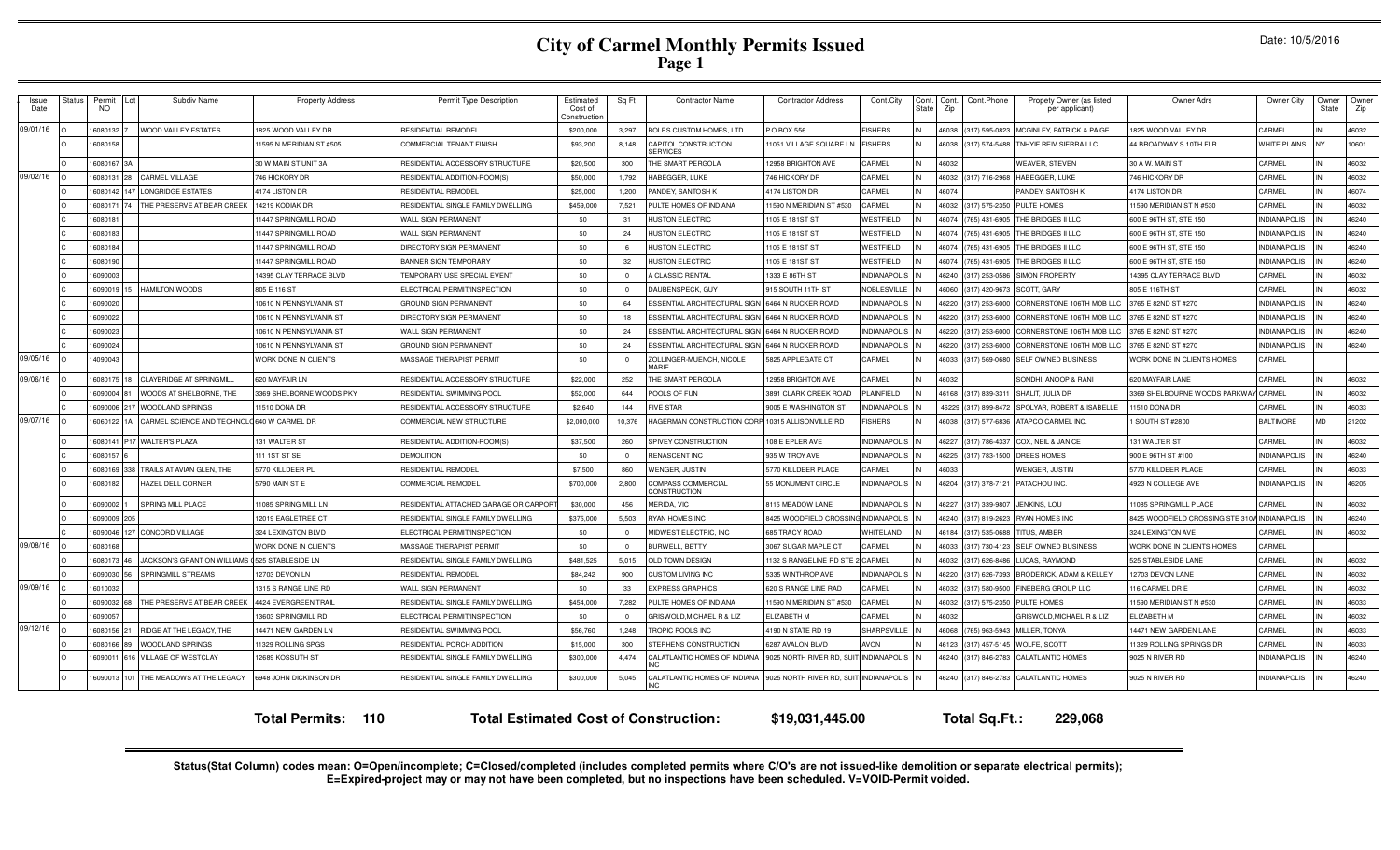# City of Carmel Monthly Permits Issued

Page 1

Date: 10/5/2016

| Issue Date | Status | Permit NO | Lot | Subdiv Name | Property Address | Permit Type Description | Estimated Cost of Construction | Sq Ft | Contractor Name | Contractor Address | Cont.City | Cont. State | Cont. Zip | Cont.Phone | Propety Owner (as listed per applicant) | Owner Adrs | Owner City | Owner State | Owner Zip |
|---|---|---|---|---|---|---|---|---|---|---|---|---|---|---|---|---|---|---|---|
| 09/01/16 | O | 16080132 | 7 | WOOD VALLEY ESTATES | 1825 WOOD VALLEY DR | RESIDENTIAL REMODEL | $200,000 | 3,297 | BOLES CUSTOM HOMES, LTD | P.O.BOX 556 | FISHERS | IN | 46038 | (317) 595-0823 | MCGINLEY, PATRICK & PAIGE | 1825 WOOD VALLEY DR | CARMEL | IN | 46032 |
| | O | 16080158 | | | 11595 N MERIDIAN ST #505 | COMMERCIAL TENANT FINISH | $93,200 | 8,148 | CAPITOL CONSTRUCTION SERVICES | 11051 VILLAGE SQUARE LN | FISHERS | IN | 46038 | (317) 574-5488 | TNHYIF REIV SIERRA LLC | 44 BROADWAY S 10TH FLR | WHITE PLAINS | NY | 10601 |
| | O | 16080167 | 3A | | 30 W MAIN ST UNIT 3A | RESIDENTIAL ACCESSORY STRUCTURE | $20,500 | 300 | THE SMART PERGOLA | 12958 BRIGHTON AVE | CARMEL | IN | 46032 | | WEAVER, STEVEN | 30 A W. MAIN ST | CARMEL | IN | 46032 |
| 09/02/16 | O | 16080131 | 28 | CARMEL VILLAGE | 746 HICKORY DR | RESIDENTIAL ADDITION-ROOM(S) | $50,000 | 1,792 | HABEGGER, LUKE | 746 HICKORY DR | CARMEL | IN | 46032 | (317) 716-2968 | HABEGGER, LUKE | 746 HICKORY DR | CARMEL | IN | 46032 |
| | O | 16080142 | 147 | LONGRIDGE ESTATES | 4174 LISTON DR | RESIDENTIAL REMODEL | $25,000 | 1,200 | PANDEY, SANTOSH K | 4174 LISTON DR | CARMEL | IN | 46074 | | PANDEY, SANTOSH K | 4174 LISTON DR | CARMEL | IN | 46074 |
| | O | 16080171 | 74 | THE PRESERVE AT BEAR CREEK | 14219 KODIAK DR | RESIDENTIAL SINGLE FAMILY DWELLING | $459,000 | 7,521 | PULTE HOMES OF INDIANA | 11590 N MERIDIAN ST #530 | CARMEL | IN | 46032 | (317) 575-2350 | PULTE HOMES | 11590 MERIDIAN ST N #530 | CARMEL | IN | 46032 |
| | C | 16080181 | | | 11447 SPRINGMILL ROAD | WALL SIGN PERMANENT | $0 | 31 | HUSTON ELECTRIC | 1105 E 181ST ST | WESTFIELD | IN | 46074 | (765) 431-6905 | THE BRIDGES II LLC | 600 E 96TH ST, STE 150 | INDIANAPOLIS | IN | 46240 |
| | C | 16080183 | | | 11447 SPRINGMILL ROAD | WALL SIGN PERMANENT | $0 | 24 | HUSTON ELECTRIC | 1105 E 181ST ST | WESTFIELD | IN | 46074 | (765) 431-6905 | THE BRIDGES II LLC | 600 E 96TH ST, STE 150 | INDIANAPOLIS | IN | 46240 |
| | C | 16080184 | | | 11447 SPRINGMILL ROAD | DIRECTORY SIGN PERMANENT | $0 | 6 | HUSTON ELECTRIC | 1105 E 181ST ST | WESTFIELD | IN | 46074 | (765) 431-6905 | THE BRIDGES II LLC | 600 E 96TH ST, STE 150 | INDIANAPOLIS | IN | 46240 |
| | C | 16080190 | | | 11447 SPRINGMILL ROAD | BANNER SIGN TEMPORARY | $0 | 32 | HUSTON ELECTRIC | 1105 E 181ST ST | WESTFIELD | IN | 46074 | (765) 431-6905 | THE BRIDGES II LLC | 600 E 96TH ST, STE 150 | INDIANAPOLIS | IN | 46240 |
| | O | 16090003 | | | 14395 CLAY TERRACE BLVD | TEMPORARY USE SPECIAL EVENT | $0 | 0 | A CLASSIC RENTAL | 1333 E 86TH ST | INDIANAPOLIS | IN | 46240 | (317) 253-0586 | SIMON PROPERTY | 14395 CLAY TERRACE BLVD | CARMEL | IN | 46032 |
| | C | 16090019 | 15 | HAMILTON WOODS | 805 E 116 ST | ELECTRICAL PERMIT/INSPECTION | $0 | 0 | DAUBENSPECK, GUY | 915 SOUTH 11TH ST | NOBLESVILLE | IN | 46060 | (317) 420-9673 | SCOTT, GARY | 805 E 116TH ST | CARMEL | IN | 46032 |
| | C | 16090020 | | | 10610 N PENNSYLVANIA ST | GROUND SIGN PERMANENT | $0 | 64 | ESSENTIAL ARCHITECTURAL SIGN | 6464 N RUCKER ROAD | INDIANAPOLIS | IN | 46220 | (317) 253-6000 | CORNERSTONE 106TH MOB LLC | 3765 E 82ND ST #270 | INDIANAPOLIS | IN | 46240 |
| | C | 16090022 | | | 10610 N PENNSYLVANIA ST | DIRECTORY SIGN PERMANENT | $0 | 18 | ESSENTIAL ARCHITECTURAL SIGN | 6464 N RUCKER ROAD | INDIANAPOLIS | IN | 46220 | (317) 253-6000 | CORNERSTONE 106TH MOB LLC | 3765 E 82ND ST #270 | INDIANAPOLIS | IN | 46240 |
| | C | 16090023 | | | 10610 N PENNSYLVANIA ST | WALL SIGN PERMANENT | $0 | 24 | ESSENTIAL ARCHITECTURAL SIGN | 6464 N RUCKER ROAD | INDIANAPOLIS | IN | 46220 | (317) 253-6000 | CORNERSTONE 106TH MOB LLC | 3765 E 82ND ST #270 | INDIANAPOLIS | IN | 46240 |
| | C | 16090024 | | | 10610 N PENNSYLVANIA ST | GROUND SIGN PERMANENT | $0 | 24 | ESSENTIAL ARCHITECTURAL SIGN | 6464 N RUCKER ROAD | INDIANAPOLIS | IN | 46220 | (317) 253-6000 | CORNERSTONE 106TH MOB LLC | 3765 E 82ND ST #270 | INDIANAPOLIS | IN | 46240 |
| 09/05/16 | O | 14090043 | | | WORK DONE IN CLIENTS | MASSAGE THERAPIST PERMIT | $0 | 0 | ZOLLINGER-MUENCH, NICOLE MARIE | 5825 APPLEGATE CT | CARMEL | IN | 46033 | (317) 569-0680 | SELF OWNED BUSINESS | WORK DONE IN CLIENTS HOMES | CARMEL | | |
| 09/06/16 | O | 16080175 | 18 | CLAYBRIDGE AT SPRINGMILL | 620 MAYFAIR LN | RESIDENTIAL ACCESSORY STRUCTURE | $22,000 | 252 | THE SMART PERGOLA | 12958 BRIGHTON AVE | CARMEL | IN | 46032 | | SONDHI, ANOOP & RANI | 620 MAYFAIR LANE | CARMEL | IN | 46032 |
| | O | 16090004 | 81 | WOODS AT SHELBORNE, THE | 3369 SHELBORNE WOODS PKY | RESIDENTIAL SWIMMING POOL | $52,000 | 644 | POOLS OF FUN | 3891 CLARK CREEK ROAD | PLAINFIELD | IN | 46168 | (317) 839-3311 | SHALIT, JULIA DR | 3369 SHELBOURNE WOODS PARKWAY | CARMEL | IN | 46032 |
| | O | 16090006 | 217 | WOODLAND SPRINGS | 11510 DONA DR | RESIDENTIAL ACCESSORY STRUCTURE | $2,640 | 144 | FIVE STAR | 9005 E WASHINGTON ST | INDIANAPOLIS | IN | 46229 | (317) 899-8472 | SPOLYAR, ROBERT & ISABELLE | 11510 DONA DR | CARMEL | IN | 46033 |
| 09/07/16 | O | 16060122 | 1A | CARMEL SCIENCE AND TECHNOLO | 640 W CARMEL DR | COMMERCIAL NEW STRUCTURE | $2,000,000 | 10,376 | HAGERMAN CONSTRUCTION CORP | 10315 ALLISONVILLE RD | FISHERS | IN | 46038 | (317) 577-6836 | ATAPCO CARMEL INC. | 1 SOUTH ST #2800 | BALTIMORE | MD | 21202 |
| | O | 16080141 | P17 | WALTER'S PLAZA | 131 WALTER ST | RESIDENTIAL ADDITION-ROOM(S) | $37,500 | 260 | SPIVEY CONSTRUCTION | 108 E EPLER AVE | INDIANAPOLIS | IN | 46227 | (317) 786-4337 | COX, NEIL & JANICE | 131 WALTER ST | CARMEL | IN | 46032 |
| | C | 16080157 | 6 | | 111 1ST ST SE | DEMOLITION | $0 | 0 | RENASCENT INC | 935 W TROY AVE | INDIANAPOLIS | IN | 46225 | (317) 783-1500 | DREES HOMES | 900 E 96TH ST #100 | INDIANAPOLIS | IN | 46240 |
| | O | 16080169 | 338 | TRAILS AT AVIAN GLEN, THE | 5770 KILLDEER PL | RESIDENTIAL REMODEL | $7,500 | 860 | WENGER, JUSTIN | 5770 KILLDEER PLACE | CARMEL | IN | 46033 | | WENGER, JUSTIN | 5770 KILLDEER PLACE | CARMEL | IN | 46033 |
| | O | 16080182 | | HAZEL DELL CORNER | 5790 MAIN ST E | COMMERCIAL REMODEL | $700,000 | 2,800 | COMPASS COMMERCIAL CONSTRUCTION | 55 MONUMENT CIRCLE | INDIANAPOLIS | IN | 46204 | (317) 378-7121 | PATACHOU INC. | 4923 N COLLEGE AVE | INDIANAPOLIS | IN | 46205 |
| | O | 16090002 | 1 | SPRING MILL PLACE | 11085 SPRING MILL LN | RESIDENTIAL ATTACHED GARAGE OR CARPORT | $30,000 | 456 | MERIDA, VIC | 8115 MEADOW LANE | INDIANAPOLIS | IN | 46227 | (317) 339-9807 | JENKINS, LOU | 11085 SPRINGMILL PLACE | CARMEL | IN | 46032 |
| | O | 16090009 | 205 | | 12019 EAGLETREE CT | RESIDENTIAL SINGLE FAMILY DWELLING | $375,000 | 5,503 | RYAN HOMES INC | 8425 WOODFIELD CROSSING | INDIANAPOLIS | IN | 46240 | (317) 819-2623 | RYAN HOMES INC | 8425 WOODFIELD CROSSING STE 310W | INDIANAPOLIS | IN | 46240 |
| | C | 16090046 | 127 | CONCORD VILLAGE | 324 LEXINGTON BLVD | ELECTRICAL PERMIT/INSPECTION | $0 | 0 | MIDWEST ELECTRIC, INC | 685 TRACY ROAD | WHITELAND | IN | 46184 | (317) 535-0688 | TITUS, AMBER | 324 LEXINGTON AVE | CARMEL | IN | 46032 |
| 09/08/16 | O | 16080168 | | | WORK DONE IN CLIENTS | MASSAGE THERAPIST PERMIT | $0 | 0 | BURWELL, BETTY | 3067 SUGAR MAPLE CT | CARMEL | IN | 46033 | (317) 730-4123 | SELF OWNED BUSINESS | WORK DONE IN CLIENTS HOMES | CARMEL | | |
| | O | 16080173 | 46 | JACKSON'S GRANT ON WILLIAMS C | 525 STABLESIDE LN | RESIDENTIAL SINGLE FAMILY DWELLING | $481,525 | 5,015 | OLD TOWN DESIGN | 1132 S RANGELINE RD STE 2 | CARMEL | IN | 46032 | (317) 626-8486 | LUCAS, RAYMOND | 525 STABLESIDE LANE | CARMEL | IN | 46032 |
| | O | 16090030 | 56 | SPRINGMILL STREAMS | 12703 DEVON LN | RESIDENTIAL REMODEL | $84,242 | 900 | CUSTOM LIVING INC | 5335 WINTHROP AVE | INDIANAPOLIS | IN | 46220 | (317) 626-7393 | BRODERICK, ADAM & KELLEY | 12703 DEVON LANE | CARMEL | IN | 46032 |
| 09/09/16 | C | 16010032 | | | 1315 S RANGE LINE RD | WALL SIGN PERMANENT | $0 | 33 | EXPRESS GRAPHICS | 620 S RANGE LINE RAD | CARMEL | IN | 46032 | (317) 580-9500 | FINEBERG GROUP LLC | 116 CARMEL DR E | CARMEL | IN | 46032 |
| | O | 16090032 | 68 | THE PRESERVE AT BEAR CREEK | 4424 EVERGREEN TRAIL | RESIDENTIAL SINGLE FAMILY DWELLING | $454,000 | 7,282 | PULTE HOMES OF INDIANA | 11590 N MERIDIAN ST #530 | CARMEL | IN | 46032 | (317) 575-2350 | PULTE HOMES | 11590 MERIDIAN ST N #530 | CARMEL | IN | 46033 |
| | O | 16090057 | | | 13603 SPRINGMILL RD | ELECTRICAL PERMIT/INSPECTION | $0 | 0 | GRISWOLD,MICHAEL R & LIZ | ELIZABETH M | CARMEL | IN | 46032 | | GRISWOLD,MICHAEL R & LIZ | ELIZABETH M | CARMEL | IN | 46032 |
| 09/12/16 | O | 16080156 | 21 | RIDGE AT THE LEGACY, THE | 14471 NEW GARDEN LN | RESIDENTIAL SWIMMING POOL | $56,760 | 1,248 | TROPIC POOLS INC | 4190 N STATE RD 19 | SHARPSVILLE | IN | 46068 | (765) 963-5943 | MILLER, TONYA | 14471 NEW GARDEN LANE | CARMEL | IN | 46033 |
| | O | 16080166 | 89 | WOODLAND SPRINGS | 11329 ROLLING SPGS | RESIDENTIAL PORCH ADDITION | $15,000 | 300 | STEPHENS CONSTRUCTION | 6287 AVALON BLVD | AVON | IN | 46123 | (317) 457-5145 | WOLFE, SCOTT | 11329 ROLLING SPRINGS DR | CARMEL | IN | 46033 |
| | O | 16090011 | 616 | VILLAGE OF WESTCLAY | 12689 KOSSUTH ST | RESIDENTIAL SINGLE FAMILY DWELLING | $300,000 | 4,474 | CALATLANTIC HOMES OF INDIANA INC | 9025 NORTH RIVER RD, SUITE | INDIANAPOLIS | IN | 46240 | (317) 846-2783 | CALATLANTIC HOMES | 9025 N RIVER RD | INDIANAPOLIS | IN | 46240 |
| | O | 16090013 | 101 | THE MEADOWS AT THE LEGACY | 6948 JOHN DICKINSON DR | RESIDENTIAL SINGLE FAMILY DWELLING | $300,000 | 5,045 | CALATLANTIC HOMES OF INDIANA INC | 9025 NORTH RIVER RD, SUITE | INDIANAPOLIS | IN | 46240 | (317) 846-2783 | CALATLANTIC HOMES | 9025 N RIVER RD | INDIANAPOLIS | IN | 46240 |

**Total Permits: 110** **Total Estimated Cost of Construction: $19,031,445.00** **Total Sq.Ft.: 229,068**

**Status(Stat Column) codes mean: O=Open/incomplete; C=Closed/completed (includes completed permits where C/O's are not issued-like demolition or separate electrical permits); E=Expired-project may or may not have been completed, but no inspections have been scheduled. V=VOID-Permit voided.**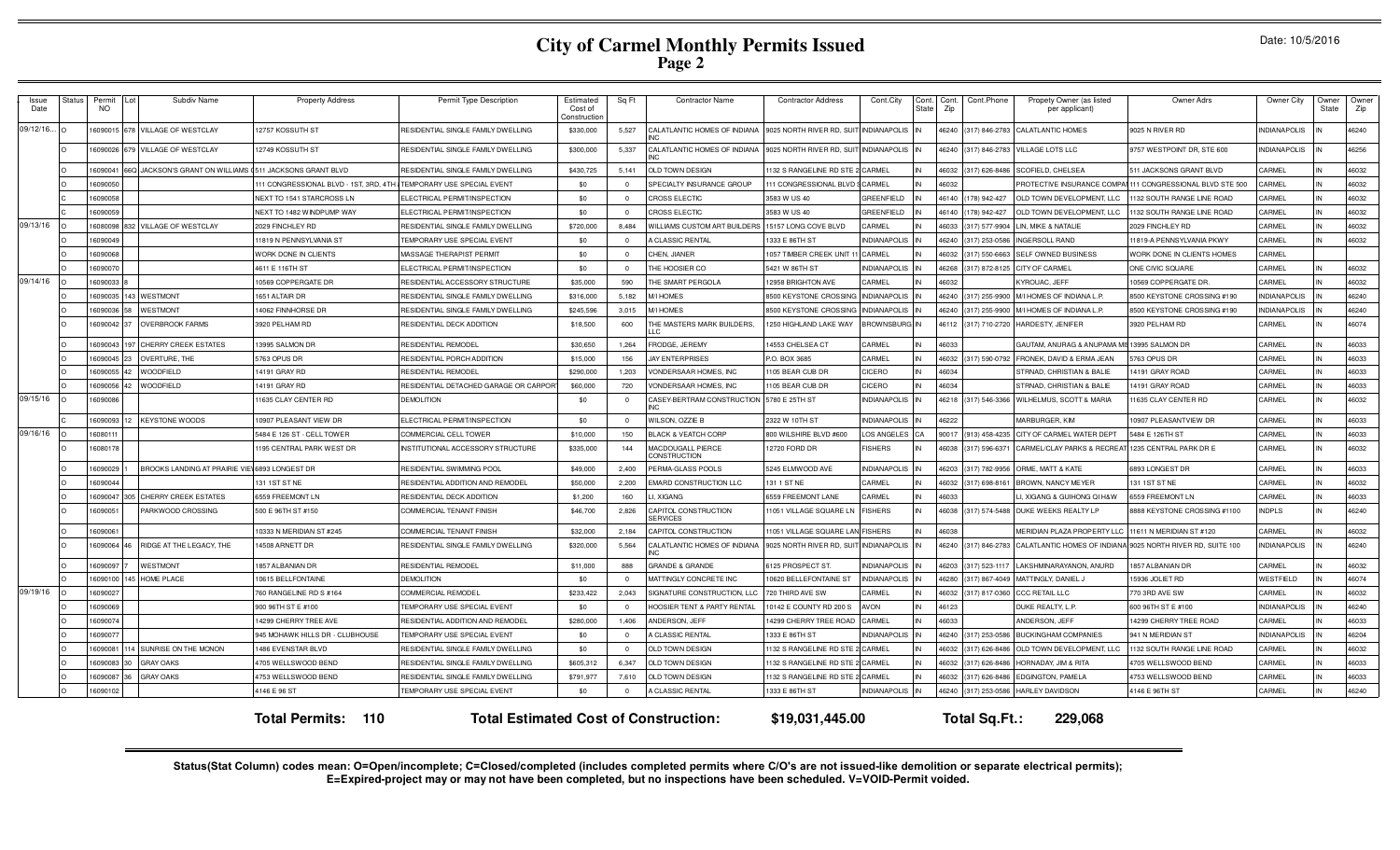# City of Carmel Monthly Permits Issued

## Page 2

Date: 10/5/2016

| Issue Date | Status | Permit NO | Lot | Subdiv Name | Property Address | Permit Type Description | Estimated Cost of Construction | Sq Ft | Contractor Name | Contractor Address | Cont.City | Cont. State | Cont. Zip | Cont.Phone | Propety Owner (as listed per applicant) | Owner Adrs | Owner City | Owner State | Owner Zip |
|---|---|---|---|---|---|---|---|---|---|---|---|---|---|---|---|---|---|---|---|
| 09/12/16... | O | 16090015 | 678 | VILLAGE OF WESTCLAY | 12757 KOSSUTH ST | RESIDENTIAL SINGLE FAMILY DWELLING | $330,000 | 5,527 | CALATLANTIC HOMES OF INDIANA INC | 9025 NORTH RIVER RD, SUIT | INDIANAPOLIS | IN | 46240 | (317) 846-2783 | CALATLANTIC HOMES | 9025 N RIVER RD | INDIANAPOLIS | IN | 46240 |
| | O | 16090026 | 679 | VILLAGE OF WESTCLAY | 12749 KOSSUTH ST | RESIDENTIAL SINGLE FAMILY DWELLING | $300,000 | 5,337 | CALATLANTIC HOMES OF INDIANA INC | 9025 NORTH RIVER RD, SUIT | INDIANAPOLIS | IN | 46240 | (317) 846-2783 | VILLAGE LOTS LLC | 9757 WESTPOINT DR, STE 600 | INDIANAPOLIS | IN | 46256 |
| | O | 16090041 | 66Q | JACKSON'S GRANT ON WILLIAMS ( | 511 JACKSONS GRANT BLVD | RESIDENTIAL SINGLE FAMILY DWELLING | $430,725 | 5,141 | OLD TOWN DESIGN | 1132 S RANGELINE RD STE 2 | CARMEL | IN | 46032 | (317) 626-8486 | SCOFIELD, CHELSEA | 511 JACKSONS GRANT BLVD | CARMEL | IN | 46032 |
| | O | 16090050 | | | 111 CONGRESSIONAL BLVD - 1ST, 3RD, 4TH | TEMPORARY USE SPECIAL EVENT | $0 | 0 | SPECIALTY INSURANCE GROUP | 111 CONGRESSIONAL BLVD S | CARMEL | IN | 46032 | | PROTECTIVE INSURANCE COMPA | 111 CONGRESSIONAL BLVD STE 500 | CARMEL | IN | 46032 |
| | C | 16090058 | | | NEXT TO 1541 STARCROSS LN | ELECTRICAL PERMIT/INSPECTION | $0 | 0 | CROSS ELECTIC | 3583 W US 40 | GREENFIELD | IN | 46140 | (178) 942-427 | OLD TOWN DEVELOPMENT, LLC | 1132 SOUTH RANGE LINE ROAD | CARMEL | IN | 46032 |
| | C | 16090059 | | | NEXT TO 1482 WINDPUMP WAY | ELECTRICAL PERMIT/INSPECTION | $0 | 0 | CROSS ELECTIC | 3583 W US 40 | GREENFIELD | IN | 46140 | (178) 942-427 | OLD TOWN DEVELOPMENT, LLC | 1132 SOUTH RANGE LINE ROAD | CARMEL | IN | 46032 |
| 09/13/16 | O | 16080098 | 832 | VILLAGE OF WESTCLAY | 2029 FINCHLEY RD | RESIDENTIAL SINGLE FAMILY DWELLING | $720,000 | 8,484 | WILLIAMS CUSTOM ART BUILDERS | 15157 LONG COVE BLVD | CARMEL | IN | 46033 | (317) 577-9904 | LIN, MIKE & NATALIE | 2029 FINCHLEY RD | CARMEL | IN | 46032 |
| | O | 16090049 | | | 11819 N PENNSYLVANIA ST | TEMPORARY USE SPECIAL EVENT | $0 | 0 | A CLASSIC RENTAL | 1333 E 86TH ST | INDIANAPOLIS | IN | 46240 | (317) 253-0586 | INGERSOLL RAND | 11819-A PENNSYLVANIA PKWY | CARMEL | IN | 46032 |
| | O | 16090068 | | | WORK DONE IN CLIENTS | MASSAGE THERAPIST PERMIT | $0 | 0 | CHEN, JIANER | 1057 TIMBER CREEK UNIT 11 | CARMEL | IN | 46032 | (317) 550-6663 | SELF OWNED BUSINESS | WORK DONE IN CLIENTS HOMES | CARMEL | | |
| | O | 16090070 | | | 4611 E 116TH ST | ELECTRICAL PERMIT/INSPECTION | $0 | 0 | THE HOOSIER CO | 5421 W 86TH ST | INDIANAPOLIS | IN | 46268 | (317) 872-8125 | CITY OF CARMEL | ONE CIVIC SQUARE | CARMEL | IN | 46032 |
| 09/14/16 | O | 16090033 | 8 | | 10569 COPPERGATE DR | RESIDENTIAL ACCESSORY STRUCTURE | $35,000 | 590 | THE SMART PERGOLA | 12958 BRIGHTON AVE | CARMEL | IN | 46032 | | KYROUAC, JEFF | 10569 COPPERGATE DR. | CARMEL | IN | 46032 |
| | O | 16090035 | 143 | WESTMONT | 1651 ALTAIR DR | RESIDENTIAL SINGLE FAMILY DWELLING | $316,000 | 5,182 | M/I HOMES | 8500 KEYSTONE CROSSING | INDIANAPOLIS | IN | 46240 | (317) 255-9900 | M/I HOMES OF INDIANA L.P. | 8500 KEYSTONE CROSSING #190 | INDIANAPOLIS | IN | 46240 |
| | O | 16090036 | 58 | WESTMONT | 14062 FINNHORSE DR | RESIDENTIAL SINGLE FAMILY DWELLING | $245,596 | 3,015 | M/I HOMES | 8500 KEYSTONE CROSSING | INDIANAPOLIS | IN | 46240 | (317) 255-9900 | M/I HOMES OF INDIANA L.P. | 8500 KEYSTONE CROSSING #190 | INDIANAPOLIS | IN | 46240 |
| | O | 16090042 | 37 | OVERBROOK FARMS | 3920 PELHAM RD | RESIDENTIAL DECK ADDITION | $18,500 | 600 | THE MASTERS MARK BUILDERS, LLC | 1250 HIGHLAND LAKE WAY | BROWNSBURG | IN | 46112 | (317) 710-2720 | HARDESTY, JENIFER | 3920 PELHAM RD | CARMEL | IN | 46074 |
| | O | 16090043 | 197 | CHERRY CREEK ESTATES | 13995 SALMON DR | RESIDENTIAL REMODEL | $30,650 | 1,264 | FRODGE, JEREMY | 14553 CHELSEA CT | CARMEL | IN | 46033 | | GAUTAM, ANURAG & ANUPAMA M | 13995 SALMON DR | CARMEL | IN | 46033 |
| | O | 16090045 | 23 | OVERTURE, THE | 5763 OPUS DR | RESIDENTIAL PORCH ADDITION | $15,000 | 156 | JAY ENTERPRISES | P.O. BOX 3685 | CARMEL | IN | 46032 | (317) 590-0792 | FRONEK, DAVID & ERMA JEAN | 5763 OPUS DR | CARMEL | IN | 46033 |
| | O | 16090055 | 42 | WOODFIELD | 14191 GRAY RD | RESIDENTIAL REMODEL | $290,000 | 1,203 | VONDERSAAR HOMES, INC | 1105 BEAR CUB DR | CICERO | IN | 46034 | | STRNAD, CHRISTIAN & BALIE | 14191 GRAY ROAD | CARMEL | IN | 46033 |
| | O | 16090056 | 42 | WOODFIELD | 14191 GRAY RD | RESIDENTIAL DETACHED GARAGE OR CARPORT | $60,000 | 720 | VONDERSAAR HOMES, INC | 1105 BEAR CUB DR | CICERO | IN | 46034 | | STRNAD, CHRISTIAN & BALIE | 14191 GRAY ROAD | CARMEL | IN | 46033 |
| 09/15/16 | O | 16090086 | | | 11635 CLAY CENTER RD | DEMOLITION | $0 | 0 | CASEY-BERTRAM CONSTRUCTION INC | 5780 E 25TH ST | INDIANAPOLIS | IN | 46218 | (317) 546-3366 | WILHELMUS, SCOTT & MARIA | 11635 CLAY CENTER RD | CARMEL | IN | 46032 |
| | C | 16090093 | 12 | KEYSTONE WOODS | 10907 PLEASANT VIEW DR | ELECTRICAL PERMIT/INSPECTION | $0 | 0 | WILSON, OZZIE B | 2322 W 10TH ST | INDIANAPOLIS | IN | 46222 | | MARBURGER, KIM | 10907 PLEASANTVIEW DR | CARMEL | IN | 46033 |
| 09/16/16 | O | 16080111 | | | 5484 E 126 ST - CELL TOWER | COMMERCIAL CELL TOWER | $10,000 | 150 | BLACK & VEATCH CORP | 800 WILSHIRE BLVD #600 | LOS ANGELES | CA | 90017 | (913) 458-4235 | CITY OF CARMEL WATER DEPT | 5484 E 126TH ST | CARMEL | IN | 46033 |
| | O | 16080178 | | | 1195 CENTRAL PARK WEST DR | INSTITUTIONAL ACCESSORY STRUCTURE | $335,000 | 144 | MACDOUGALL PIERCE CONSTRUCTION | 12720 FORD DR | FISHERS | IN | 46038 | (317) 596-6371 | CARMEL/CLAY PARKS & RECREAT | 1235 CENTRAL PARK DR E | CARMEL | IN | 46032 |
| | O | 16090029 | 1 | BROOKS LANDING AT PRAIRIE VIE | 6893 LONGEST DR | RESIDENTIAL SWIMMING POOL | $49,000 | 2,400 | PERMA-GLASS POOLS | 5245 ELMWOOD AVE | INDIANAPOLIS | IN | 46203 | (317) 782-9956 | ORME, MATT & KATE | 6893 LONGEST DR | CARMEL | IN | 46033 |
| | O | 16090044 | | | 131 1ST ST NE | RESIDENTIAL ADDITION AND REMODEL | $50,000 | 2,200 | EMARD CONSTRUCTION LLC | 131 1 ST NE | CARMEL | IN | 46032 | (317) 698-8161 | BROWN, NANCY MEYER | 131 1ST ST NE | CARMEL | IN | 46032 |
| | O | 16090047 | 305 | CHERRY CREEK ESTATES | 6559 FREEMONT LN | RESIDENTIAL DECK ADDITION | $1,200 | 160 | LI, XIGANG | 6559 FREEMONT LANE | CARMEL | IN | 46033 | | LI, XIGANG & GUIHONG QI H&W | 6559 FREEMONT LN | CARMEL | IN | 46033 |
| | O | 16090051 | | PARKWOOD CROSSING | 500 E 96TH ST #150 | COMMERCIAL TENANT FINISH | $46,700 | 2,826 | CAPITOL CONSTRUCTION SERVICES | 11051 VILLAGE SQUARE LN | FISHERS | IN | 46038 | (317) 574-5488 | DUKE WEEKS REALTY LP | 8888 KEYSTONE CROSSING #1100 | INDPLS | IN | 46240 |
| | O | 16090061 | | | 10333 N MERIDIAN ST #245 | COMMERCIAL TENANT FINISH | $32,000 | 2,184 | CAPITOL CONSTRUCTION | 11051 VILLAGE SQUARE LAN | FISHERS | IN | 46038 | | MERIDIAN PLAZA PROPERTY LLC | 11611 N MERIDIAN ST #120 | CARMEL | IN | 46032 |
| | O | 16090064 | 46 | RIDGE AT THE LEGACY, THE | 14508 ARNETT DR | RESIDENTIAL SINGLE FAMILY DWELLING | $320,000 | 5,564 | CALATLANTIC HOMES OF INDIANA INC | 9025 NORTH RIVER RD, SUIT | INDIANAPOLIS | IN | 46240 | (317) 846-2783 | CALATLANTIC HOMES OF INDIANA | 9025 NORTH RIVER RD, SUITE 100 | INDIANAPOLIS | IN | 46240 |
| | O | 16090097 | 7 | WESTMONT | 1857 ALBANIAN DR | RESIDENTIAL REMODEL | $11,000 | 888 | GRANDE & GRANDE | 6125 PROSPECT ST. | INDIANAPOLIS | IN | 46203 | (317) 523-1117 | LAKSHMINARAYANON, ANURD | 1857 ALBANIAN DR | CARMEL | IN | 46032 |
| | O | 16090100 | 145 | HOME PLACE | 10615 BELLFONTAINE | DEMOLITION | $0 | 0 | MATTINGLY CONCRETE INC | 10620 BELLEFONTAINE ST | INDIANAPOLIS | IN | 46280 | (317) 867-4049 | MATTINGLY, DANIEL J | 15936 JOLIET RD | WESTFIELD | IN | 46074 |
| 09/19/16 | O | 16090027 | | | 760 RANGELINE RD S #164 | COMMERCIAL REMODEL | $233,422 | 2,043 | SIGNATURE CONSTRUCTION, LLC | 720 THIRD AVE SW | CARMEL | IN | 46032 | (317) 817-0360 | CCC RETAIL LLC | 770 3RD AVE SW | CARMEL | IN | 46032 |
| | O | 16090069 | | | 900 96TH ST E #100 | TEMPORARY USE SPECIAL EVENT | $0 | 0 | HOOSIER TENT & PARTY RENTAL | 10142 E COUNTY RD 200 S | AVON | IN | 46123 | | DUKE REALTY, L.P. | 600 96TH ST E #100 | INDIANAPOLIS | IN | 46240 |
| | O | 16090074 | | | 14299 CHERRY TREE AVE | RESIDENTIAL ADDITION AND REMODEL | $280,000 | 1,406 | ANDERSON, JEFF | 14299 CHERRY TREE ROAD | CARMEL | IN | 46033 | | ANDERSON, JEFF | 14299 CHERRY TREE ROAD | CARMEL | IN | 46033 |
| | O | 16090077 | | | 945 MOHAWK HILLS DR - CLUBHOUSE | TEMPORARY USE SPECIAL EVENT | $0 | 0 | A CLASSIC RENTAL | 1333 E 86TH ST | INDIANAPOLIS | IN | 46240 | (317) 253-0586 | BUCKINGHAM COMPANIES | 941 N MERIDIAN ST | INDIANAPOLIS | IN | 46204 |
| | O | 16090081 | 114 | SUNRISE ON THE MONON | 1486 EVENSTAR BLVD | RESIDENTIAL SINGLE FAMILY DWELLING | $0 | 0 | OLD TOWN DESIGN | 1132 S RANGELINE RD STE 2 | CARMEL | IN | 46032 | (317) 626-8486 | OLD TOWN DEVELOPMENT, LLC | 1132 SOUTH RANGE LINE ROAD | CARMEL | IN | 46032 |
| | O | 16090083 | 30 | GRAY OAKS | 4705 WELLSWOOD BEND | RESIDENTIAL SINGLE FAMILY DWELLING | $605,312 | 6,347 | OLD TOWN DESIGN | 1132 S RANGELINE RD STE 2 | CARMEL | IN | 46032 | (317) 626-8486 | HORNADAY, JIM & RITA | 4705 WELLSWOOD BEND | CARMEL | IN | 46033 |
| | O | 16090087 | 36 | GRAY OAKS | 4753 WELLSWOOD BEND | RESIDENTIAL SINGLE FAMILY DWELLING | $791,977 | 7,610 | OLD TOWN DESIGN | 1132 S RANGELINE RD STE 2 | CARMEL | IN | 46032 | (317) 626-8486 | EDGINGTON, PAMELA | 4753 WELLSWOOD BEND | CARMEL | IN | 46033 |
| | O | 16090102 | | | 4146 E 96 ST | TEMPORARY USE SPECIAL EVENT | $0 | 0 | A CLASSIC RENTAL | 1333 E 86TH ST | INDIANAPOLIS | IN | 46240 | (317) 253-0586 | HARLEY DAVIDSON | 4146 E 96TH ST | CARMEL | IN | 46240 |

**Total Permits: 110** **Total Estimated Cost of Construction: $19,031,445.00** **Total Sq.Ft.: 229,068**

**Status(Stat Column) codes mean: O=Open/incomplete; C=Closed/completed (includes completed permits where C/O's are not issued-like demolition or separate electrical permits); E=Expired-project may or may not have been completed, but no inspections have been scheduled. V=VOID-Permit voided.**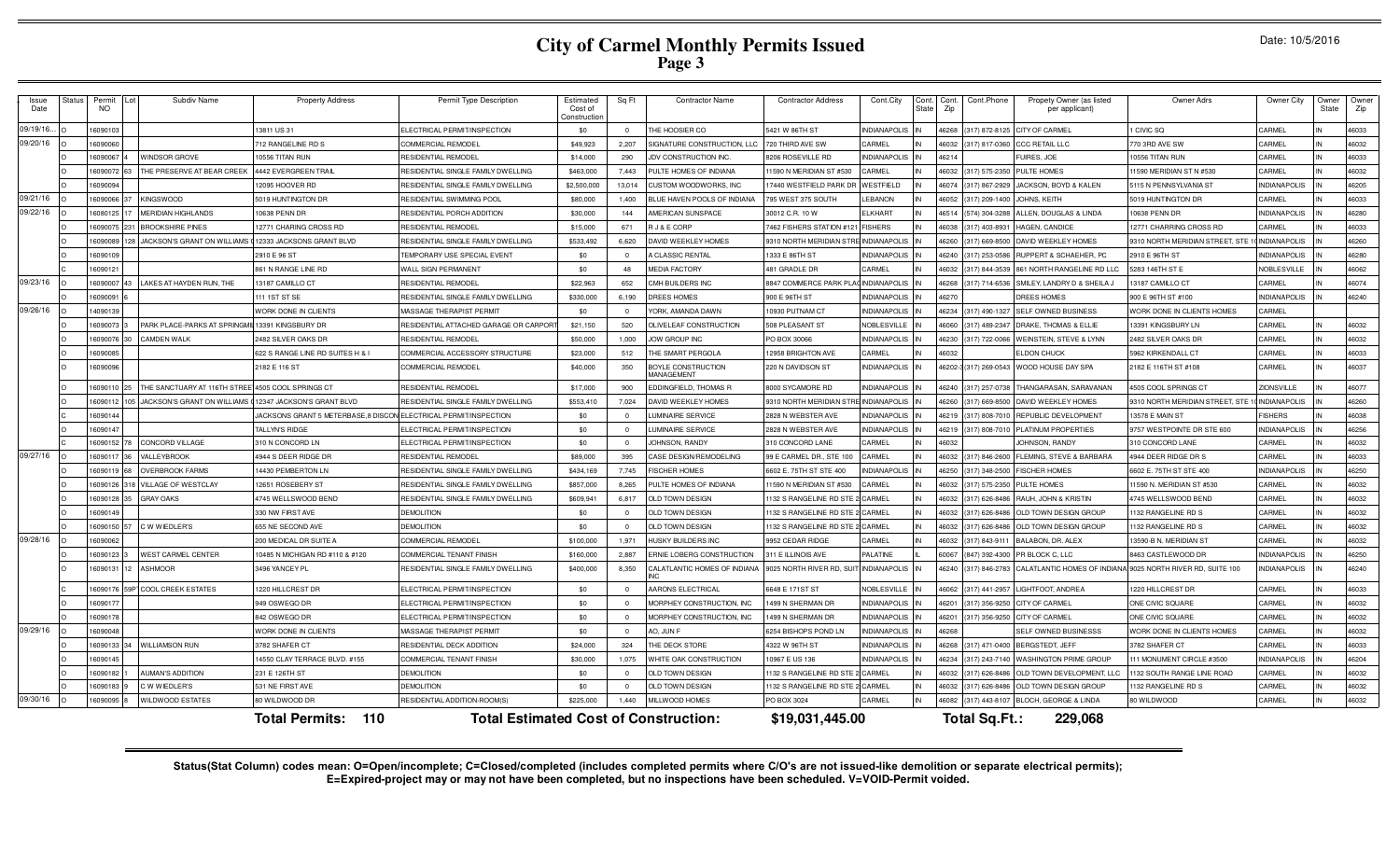# City of Carmel Monthly Permits Issued

Date: 10/5/2016

| Issue Date | Status | Permit NO | Lot | Subdiv Name | Property Address | Permit Type Description | Estimated Cost of Construction | Sq Ft | Contractor Name | Contractor Address | Cont.City | Cont. State | Cont. Zip | Cont.Phone | Propety Owner (as listed per applicant) | Owner Adrs | Owner City | Owner State | Owner Zip |
|---|---|---|---|---|---|---|---|---|---|---|---|---|---|---|---|---|---|---|---|
| 09/19/16... | O | 16090103 | | | 13811 US 31 | ELECTRICAL PERMIT/INSPECTION | $0 | 0 | THE HOOSIER CO | 5421 W 86TH ST | INDIANAPOLIS | IN | 46268 | (317) 872-8125 | CITY OF CARMEL | 1 CIVIC SQ | CARMEL | IN | 46033 |
| 09/20/16 | O | 16090060 | | | 712 RANGELINE RD S | COMMERCIAL REMODEL | $49,923 | 2,207 | SIGNATURE CONSTRUCTION, LLC | 720 THIRD AVE SW | CARMEL | IN | 46032 | (317) 817-0360 | CCC RETAIL LLC | 770 3RD AVE SW | CARMEL | IN | 46032 |
| | O | 16090067 | 4 | WINDSOR GROVE | 10556 TITAN RUN | RESIDENTIAL REMODEL | $14,000 | 290 | JDV CONSTRUCTION INC. | 8206 ROSEVILLE RD | INDIANAPOLIS | IN | 46214 | | FUIRES, JOE | 10556 TITAN RUN | CARMEL | IN | 46033 |
| | O | 16090072 | 63 | THE PRESERVE AT BEAR CREEK | 4442 EVERGREEN TRAIL | RESIDENTIAL SINGLE FAMILY DWELLING | $463,000 | 7,443 | PULTE HOMES OF INDIANA | 11590 N MERIDIAN ST #530 | CARMEL | IN | 46032 | (317) 575-2350 | PULTE HOMES | 11590 MERIDIAN ST N #530 | CARMEL | IN | 46032 |
| | O | 16090094 | | | 12095 HOOVER RD | RESIDENTIAL SINGLE FAMILY DWELLING | $2,500,000 | 13,014 | CUSTOM WOODWORKS, INC | 17440 WESTFIELD PARK DR | WESTFIELD | IN | 46074 | (317) 867-2929 | JACKSON, BOYD & KALEN | 5115 N PENNSYLVANIA ST | INDIANAPOLIS | IN | 46205 |
| 09/21/16 | O | 16090066 | 37 | KINGSWOOD | 5019 HUNTINGTON DR | RESIDENTIAL SWIMMING POOL | $80,000 | 1,400 | BLUE HAVEN POOLS OF INDIANA | 795 WEST 375 SOUTH | LEBANON | IN | 46052 | (317) 209-1400 | JOHNS, KEITH | 5019 HUNTINGTON DR | CARMEL | IN | 46033 |
| 09/22/16 | O | 16080125 | 17 | MERIDIAN HIGHLANDS | 10638 PENN DR | RESIDENTIAL PORCH ADDITION | $30,000 | 144 | AMERICAN SUNSPACE | 30012 C.R. 10 W | ELKHART | IN | 46514 | (574) 304-3288 | ALLEN, DOUGLAS & LINDA | 10638 PENN DR | INDIANAPOLIS | IN | 46280 |
| | O | 16090075 | 231 | BROOKSHIRE PINES | 12771 CHARING CROSS RD | RESIDENTIAL REMODEL | $15,000 | 671 | R J & E CORP | 7462 FISHERS STATION #121 | FISHERS | IN | 46038 | (317) 403-8931 | HAGEN, CANDICE | 12771 CHARRING CROSS RD | CARMEL | IN | 46033 |
| | O | 16090089 | 128 | JACKSON'S GRANT ON WILLIAMS C | 12333 JACKSONS GRANT BLVD | RESIDENTIAL SINGLE FAMILY DWELLING | $533,492 | 6,620 | DAVID WEEKLEY HOMES | 9310 NORTH MERIDIAN STRE | INDIANAPOLIS | IN | 46260 | (317) 669-8500 | DAVID WEEKLEY HOMES | 9310 NORTH MERIDIAN STREET, STE 1 | INDIANAPOLIS | IN | 46260 |
| | O | 16090109 | | | 2910 E 96 ST | TEMPORARY USE SPECIAL EVENT | $0 | 0 | A CLASSIC RENTAL | 1333 E 86TH ST | INDIANAPOLIS | IN | 46240 | (317) 253-0586 | RUPPERT & SCHAEHER, PC | 2910 E 96TH ST | INDIANAPOLIS | IN | 46280 |
| | C | 16090121 | | | 861 N RANGE LINE RD | WALL SIGN PERMANENT | $0 | 48 | MEDIA FACTORY | 481 GRADLE DR | CARMEL | IN | 46032 | (317) 844-3539 | 861 NORTH RANGELINE RD LLC | 5283 146TH ST E | NOBLESVILLE | IN | 46062 |
| 09/23/16 | O | 16090007 | 43 | LAKES AT HAYDEN RUN, THE | 13187 CAMILLO CT | RESIDENTIAL REMODEL | $22,963 | 652 | CMH BUILDERS INC | 8847 COMMERCE PARK PLAC | INDIANAPOLIS | IN | 46268 | (317) 714-6536 | SMILEY, LANDRY D & SHEILA J | 13187 CAMILLO CT | CARMEL | IN | 46074 |
| | O | 16090091 | 6 | | 111 1ST ST SE | RESIDENTIAL SINGLE FAMILY DWELLING | $330,000 | 6,190 | DREES HOMES | 900 E 96TH ST | INDIANAPOLIS | IN | 46270 | | DREES HOMES | 900 E 96TH ST #100 | INDIANAPOLIS | IN | 46240 |
| 09/26/16 | O | 14090139 | | | WORK DONE IN CLIENTS | MASSAGE THERAPIST PERMIT | $0 | 0 | YORK, AMANDA DAWN | 10930 PUTNAM CT | INDIANAPOLIS | IN | 46234 | (317) 490-1327 | SELF OWNED BUSINESS | WORK DONE IN CLIENTS HOMES | CARMEL | | |
| | O | 16090073 | 3 | PARK PLACE-PARKS AT SPRINGMI | 13391 KINGSBURY DR | RESIDENTIAL ATTACHED GARAGE OR CARPORT | $21,150 | 520 | OLIVELEAF CONSTRUCTION | 508 PLEASANT ST | NOBLESVILLE | IN | 46060 | (317) 489-2347 | DRAKE, THOMAS & ELLIE | 13391 KINGSBURY LN | CARMEL | IN | 46032 |
| | O | 16090076 | 30 | CAMDEN WALK | 2482 SILVER OAKS DR | RESIDENTIAL REMODEL | $50,000 | 1,000 | JOW GROUP INC | PO BOX 30066 | INDIANAPOLIS | IN | 46230 | (317) 722-0066 | WEINSTEIN, STEVE & LYNN | 2482 SILVER OAKS DR | CARMEL | IN | 46032 |
| | O | 16090085 | | | 622 S RANGE LINE RD SUITES H & I | COMMERCIAL ACCESSORY STRUCTURE | $23,000 | 512 | THE SMART PERGOLA | 12958 BRIGHTON AVE | CARMEL | IN | 46032 | | ELDON CHUCK | 5962 KIRKENDALL CT | CARMEL | IN | 46033 |
| | O | 16090096 | | | 2182 E 116 ST | COMMERCIAL REMODEL | $40,000 | 350 | BOYLE CONSTRUCTION MANAGEMENT | 220 N DAVIDSON ST | INDIANAPOLIS | IN | 46202-3 | (317) 269-0543 | WOOD HOUSE DAY SPA | 2182 E 116TH ST #108 | CARMEL | IN | 46037 |
| | O | 16090110 | 25 | THE SANCTUARY AT 116TH STREE | 4505 COOL SPRINGS CT | RESIDENTIAL REMODEL | $17,000 | 900 | EDDINGFIELD, THOMAS R | 8000 SYCAMORE RD | INDIANAPOLIS | IN | 46240 | (317) 257-0738 | THANGARASAN, SARAVANAN | 4505 COOL SPRINGS CT | ZIONSVILLE | IN | 46077 |
| | O | 16090112 | 105 | JACKSON'S GRANT ON WILLIAMS C | 12347 JACKSON'S GRANT BLVD | RESIDENTIAL SINGLE FAMILY DWELLING | $553,410 | 7,024 | DAVID WEEKLEY HOMES | 9310 NORTH MERIDIAN STRE | INDIANAPOLIS | IN | 46260 | (317) 669-8500 | DAVID WEEKLEY HOMES | 9310 NORTH MERIDIAN STREET, STE 1 | INDIANAPOLIS | IN | 46260 |
| | C | 16090144 | | | JACKSONS GRANT 5 METERBASE,8 DISCON | ELECTRICAL PERMIT/INSPECTION | $0 | 0 | LUMINAIRE SERVICE | 2828 N WEBSTER AVE | INDIANAPOLIS | IN | 46219 | (317) 808-7010 | REPUBLIC DEVELOPMENT | 13578 E MAIN ST | FISHERS | IN | 46038 |
| | C | 16090147 | | | TALLYN'S RIDGE | ELECTRICAL PERMIT/INSPECTION | $0 | 0 | LUMINAIRE SERVICE | 2828 N WEBSTER AVE | INDIANAPOLIS | IN | 46219 | (317) 808-7010 | PLATINUM PROPERTIES | 9757 WESTPOINTE DR STE 600 | INDIANAPOLIS | IN | 46256 |
| | C | 16090152 | 78 | CONCORD VILLAGE | 310 N CONCORD LN | ELECTRICAL PERMIT/INSPECTION | $0 | 0 | JOHNSON, RANDY | 310 CONCORD LANE | CARMEL | IN | 46032 | | JOHNSON, RANDY | 310 CONCORD LANE | CARMEL | IN | 46032 |
| 09/27/16 | O | 16090117 | 36 | VALLEYBROOK | 4944 S DEER RIDGE DR | RESIDENTIAL REMODEL | $89,000 | 395 | CASE DESIGN/REMODELING | 99 E CARMEL DR., STE 100 | CARMEL | IN | 46032 | (317) 846-2600 | FLEMING, STEVE & BARBARA | 4944 DEER RIDGE DR S | CARMEL | IN | 46033 |
| | O | 16090119 | 68 | OVERBROOK FARMS | 14430 PEMBERTON LN | RESIDENTIAL SINGLE FAMILY DWELLING | $434,169 | 7,745 | FISCHER HOMES | 6602 E. 75TH ST STE 400 | INDIANAPOLIS | IN | 46250 | (317) 348-2500 | FISCHER HOMES | 6602 E. 75TH ST STE 400 | INDIANAPOLIS | IN | 46250 |
| | O | 16090126 | 318 | VILLAGE OF WESTCLAY | 12651 ROSEBERY ST | RESIDENTIAL SINGLE FAMILY DWELLING | $857,000 | 8,265 | PULTE HOMES OF INDIANA | 11590 N MERIDIAN ST #530 | CARMEL | IN | 46032 | (317) 575-2350 | PULTE HOMES | 11590 N. MERIDIAN ST #530 | CARMEL | IN | 46032 |
| | O | 16090128 | 35 | GRAY OAKS | 4745 WELLSWOOD BEND | RESIDENTIAL SINGLE FAMILY DWELLING | $609,941 | 6,817 | OLD TOWN DESIGN | 1132 S RANGELINE RD STE 2 | CARMEL | IN | 46032 | (317) 626-8486 | RAUH, JOHN & KRISTIN | 4745 WELLSWOOD BEND | CARMEL | IN | 46032 |
| | O | 16090149 | | | 330 NW FIRST AVE | DEMOLITION | $0 | 0 | OLD TOWN DESIGN | 1132 S RANGELINE RD STE 2 | CARMEL | IN | 46032 | (317) 626-8486 | OLD TOWN DESIGN GROUP | 1132 RANGELINE RD S | CARMEL | IN | 46032 |
| | O | 16090150 | 57 | C W WIEDLER'S | 655 NE SECOND AVE | DEMOLITION | $0 | 0 | OLD TOWN DESIGN | 1132 S RANGELINE RD STE 2 | CARMEL | IN | 46032 | (317) 626-8486 | OLD TOWN DESIGN GROUP | 1132 RANGELINE RD S | CARMEL | IN | 46032 |
| 09/28/16 | O | 16090062 | | | 200 MEDICAL DR SUITE A | COMMERCIAL REMODEL | $100,000 | 1,971 | HUSKY BUILDERS INC | 9952 CEDAR RIDGE | CARMEL | IN | 46032 | (317) 843-9111 | BALABON, DR. ALEX | 13590-B N. MERIDIAN ST | CARMEL | IN | 46032 |
| | O | 16090123 | 3 | WEST CARMEL CENTER | 10485 N MICHIGAN RD #110 & #120 | COMMERCIAL TENANT FINISH | $160,000 | 2,887 | ERNIE LOBERG CONSTRUCTION | 311 E ILLINOIS AVE | PALATINE | IN | 60067 | (847) 392-4300 | PR BLOCK C, LLC | 8463 CASTLEWOOD DR | INDIANAPOLIS | IN | 46250 |
| | O | 16090131 | 12 | ASHMOOR | 3496 YANCEY PL | RESIDENTIAL SINGLE FAMILY DWELLING | $400,000 | 8,350 | CALATLANTIC HOMES OF INDIANA INC | 9025 NORTH RIVER RD, SUIT | INDIANAPOLIS | IN | 46240 | (317) 846-2783 | CALATLANTIC HOMES OF INDIANA | 9025 NORTH RIVER RD, SUITE 100 | INDIANAPOLIS | IN | 46240 |
| | C | 16090176 | 59P | COOL CREEK ESTATES | 1220 HILLCREST DR | ELECTRICAL PERMIT/INSPECTION | $0 | 0 | AARONS ELECTRICAL | 6648 E 171ST ST | NOBLESVILLE | IN | 46062 | (317) 441-2957 | LIGHTFOOT, ANDREA | 1220 HILLCREST DR | CARMEL | IN | 46033 |
| | O | 16090177 | | | 949 OSWEGO DR | ELECTRICAL PERMIT/INSPECTION | $0 | 0 | MORPHEY CONSTRUCTION, INC | 1499 N SHERMAN DR | INDIANAPOLIS | IN | 46201 | (317) 356-9250 | CITY OF CARMEL | ONE CIVIC SQUARE | CARMEL | IN | 46032 |
| | O | 16090178 | | | 842 OSWEGO DR | ELECTRICAL PERMIT/INSPECTION | $0 | 0 | MORPHEY CONSTRUCTION, INC | 1499 N SHERMAN DR | INDIANAPOLIS | IN | 46201 | (317) 356-9250 | CITY OF CARMEL | ONE CIVIC SQUARE | CARMEL | IN | 46032 |
| 09/29/16 | O | 16090048 | | | WORK DONE IN CLIENTS | MASSAGE THERAPIST PERMIT | $0 | 0 | AO, JUN F | 6254 BISHOPS POND LN | INDIANAPOLIS | IN | 46268 | | SELF OWNED BUSINESSS | WORK DONE IN CLIENTS HOMES | CARMEL | IN | 46032 |
| | O | 16090133 | 34 | WILLIAMSON RUN | 3782 SHAFER CT | RESIDENTIAL DECK ADDITION | $24,000 | 324 | THE DECK STORE | 4322 W 96TH ST | INDIANAPOLIS | IN | 46268 | (317) 471-0400 | BERGSTEDT, JEFF | 3782 SHAFER CT | CARMEL | IN | 46033 |
| | O | 16090145 | | | 14550 CLAY TERRACE BLVD. #155 | COMMERCIAL TENANT FINISH | $30,000 | 1,075 | WHITE OAK CONSTRUCTION | 10967 E US 136 | INDIANAPOLIS | IN | 46234 | (317) 243-7140 | WASHINGTON PRIME GROUP | 111 MONUMENT CIRCLE #3500 | INDIANAPOLIS | IN | 46204 |
| | O | 16090182 | 1 | AUMAN'S ADDITION | 231 E 126TH ST | DEMOLITION | $0 | 0 | OLD TOWN DESIGN | 1132 S RANGELINE RD STE 2 | CARMEL | IN | 46032 | (317) 626-8486 | OLD TOWN DEVELOPMENT, LLC | 1132 SOUTH RANGE LINE ROAD | CARMEL | IN | 46032 |
| | O | 16090183 | 9 | C W WIEDLER'S | 531 NE FIRST AVE | DEMOLITION | $0 | 0 | OLD TOWN DESIGN | 1132 S RANGELINE RD STE 2 | CARMEL | IN | 46032 | (317) 626-8486 | OLD TOWN DESIGN GROUP | 1132 RANGELINE RD S | CARMEL | IN | 46032 |
| 09/30/16 | O | 16090095 | 8 | WILDWOOD ESTATES | 80 WILDWOOD DR | RESIDENTIAL ADDITION-ROOM(S) | $225,000 | 1,440 | MILLWOOD HOMES | PO BOX 3024 | CARMEL | IN | 46082 | (317) 443-8107 | BLOCH, GEORGE & LINDA | 80 WILDWOOD | CARMEL | IN | 46032 |

**Total Permits: 110** **Total Estimated Cost of Construction: $19,031,445.00** **Total Sq.Ft.: 229,068**

**Status(Stat Column) codes mean: O=Open/incomplete; C=Closed/completed (includes completed permits where C/O's are not issued-like demolition or separate electrical permits); E=Expired-project may or may not have been completed, but no inspections have been scheduled. V=VOID-Permit voided.**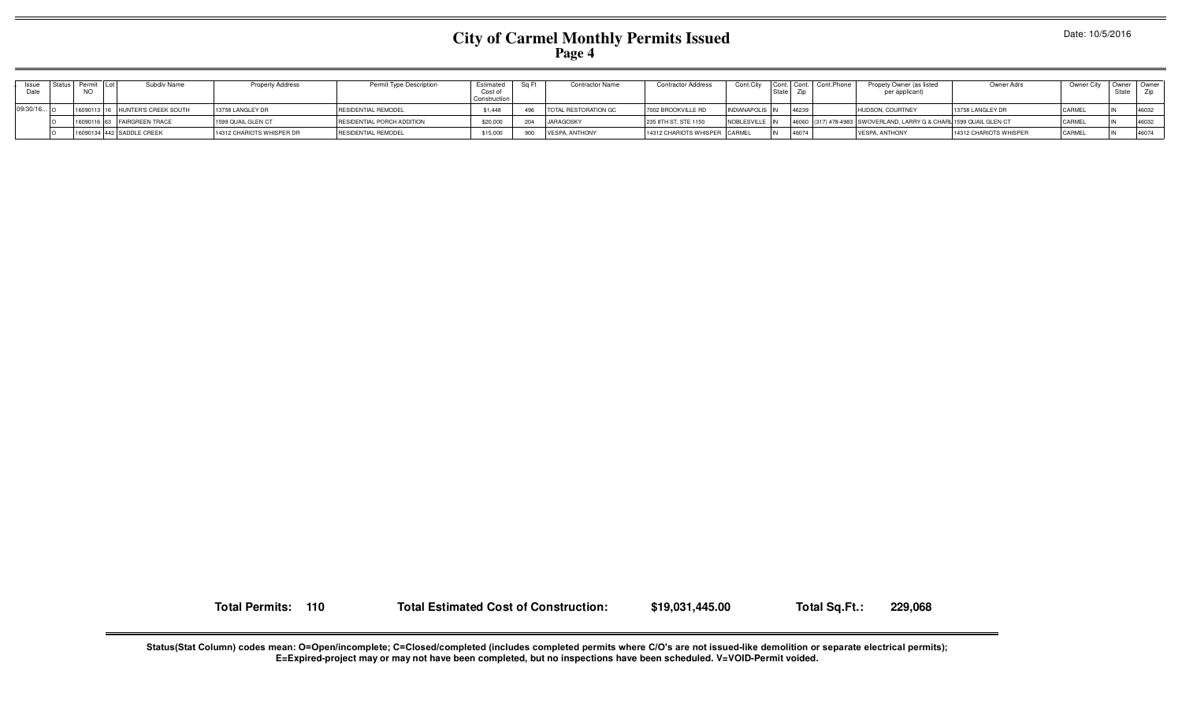# City of Carmel Monthly Permits Issued

## Page 4

Date: 10/5/2016

| Issue Date | Status | Permit NO | Lot | Subdiv Name | Property Address | Permit Type Description | Estimated Cost of Construction | Sq Ft | Contractor Name | Contractor Address | Cont.City | Cont. State | Cont. Zip | Cont.Phone | Propety Owner (as listed per applicant) | Owner Adrs | Owner City | Owner State | Owner Zip |
|---|---|---|---|---|---|---|---|---|---|---|---|---|---|---|---|---|---|---|---|
| 09/30/16... | O | 16090113 | 16 | HUNTER'S CREEK SOUTH | 13758 LANGLEY DR | RESIDENTIAL REMODEL | $1,448 | 496 | TOTAL RESTORATION GC | 7002 BROOKVILLE RD | INDIANAPOLIS | IN | 46239 | | HUDSON, COURTNEY | 13758 LANGLEY DR | CARMEL | IN | 46032 |
| | O | 16090116 | 63 | FAIRGREEN TRACE | 1599 QUAIL GLEN CT | RESIDENTIAL PORCH ADDITION | $20,000 | 204 | JARAGOSKY | 235 8TH ST, STE 1150 | NOBLESVILLE | IN | 46060 | (317) 478-4983 | SWOVERLAND, LARRY G & CHARL | 1599 QUAIL GLEN CT | CARMEL | IN | 46032 |
| | O | 16090134 | 442 | SADDLE CREEK | 14312 CHARIOTS WHISPER DR | RESIDENTIAL REMODEL | $15,000 | 900 | VESPA, ANTHONY | 14312 CHARIOTS WHISPER | CARMEL | IN | 46074 | | VESPA, ANTHONY | 14312 CHARIOTS WHISPER | CARMEL | IN | 46074 |

**Total Permits: 110** **Total Estimated Cost of Construction: $19,031,445.00** **Total Sq.Ft.: 229,068**

**Status(Stat Column) codes mean: O=Open/incomplete; C=Closed/completed (includes completed permits where C/O's are not issued-like demolition or separate electrical permits); E=Expired-project may or may not have been completed, but no inspections have been scheduled. V=VOID-Permit voided.**